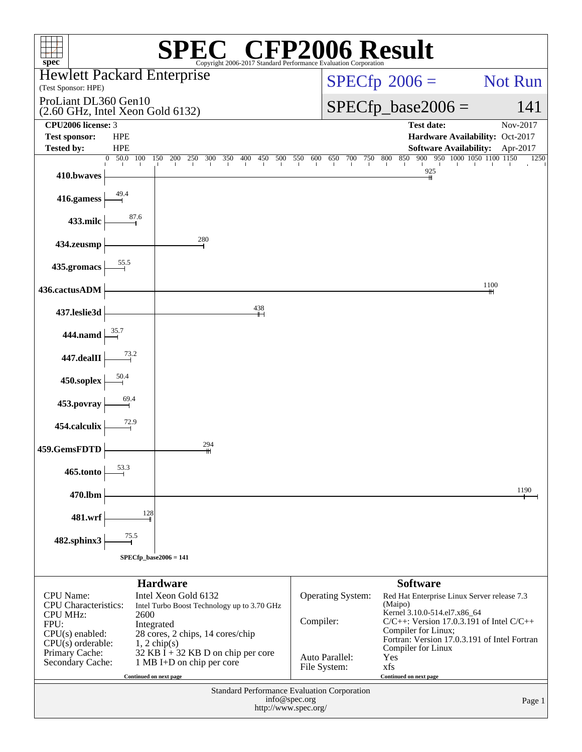# SPEC® CFP2006 Result

Copyright 2006-2017 Standard Performance Evaluation Corporation

**Hewlett Packard Enterprise**
(Test Sponsor: HPE)

ProLiant DL360 Gen10
(2.60 GHz, Intel Xeon Gold 6132)

SPECfp 2006 = Not Run

SPECfp_base2006 = 141

| | | | |
|---|---|---|---|
| **CPU2006 license:** | 3 | **Test date:** | Nov-2017 |
| **Test sponsor:** | HPE | **Hardware Availability:** | Oct-2017 |
| **Tested by:** | HPE | **Software Availability:** | Apr-2017 |

| Benchmark | Base ratio |
|---|---|
| 410.bwaves | 925 |
| 416.gamess | 49.4 |
| 433.milc | 87.6 |
| 434.zeusmp | 280 |
| 435.gromacs | 55.5 |
| 436.cactusADM | 1100 |
| 437.leslie3d | 438 |
| 444.namd | 35.7 |
| 447.dealII | 73.2 |
| 450.soplex | 50.4 |
| 453.povray | 69.4 |
| 454.calculix | 72.9 |
| 459.GemsFDTD | 294 |
| 465.tonto | 53.3 |
| 470.lbm | 1190 |
| 481.wrf | 128 |
| 482.sphinx3 | 75.5 |

SPECfp_base2006 = 141

## Hardware

| | |
|---|---|
| CPU Name: | Intel Xeon Gold 6132 |
| CPU Characteristics: | Intel Turbo Boost Technology up to 3.70 GHz |
| CPU MHz: | 2600 |
| FPU: | Integrated |
| CPU(s) enabled: | 28 cores, 2 chips, 14 cores/chip |
| CPU(s) orderable: | 1, 2 chip(s) |
| Primary Cache: | 32 KB I + 32 KB D on chip per core |
| Secondary Cache: | 1 MB I+D on chip per core |

Continued on next page

## Software

| | |
|---|---|
| Operating System: | Red Hat Enterprise Linux Server release 7.3 (Maipo) Kernel 3.10.0-514.el7.x86_64 |
| Compiler: | C/C++: Version 17.0.3.191 of Intel C/C++ Compiler for Linux; Fortran: Version 17.0.3.191 of Intel Fortran Compiler for Linux |
| Auto Parallel: | Yes |
| File System: | xfs |

Continued on next page

Standard Performance Evaluation Corporation
info@spec.org
http://www.spec.org/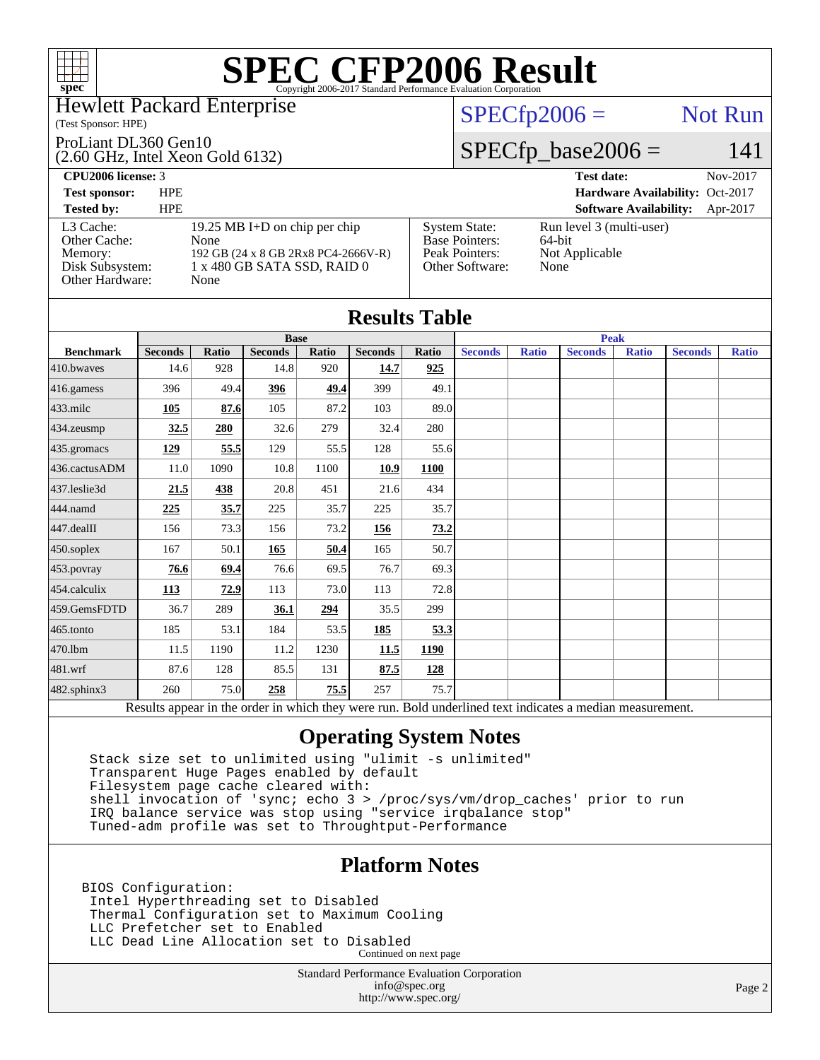# SPEC CFP2006 Result

Copyright 2006-2017 Standard Performance Evaluation Corporation

**Hewlett Packard Enterprise**
(Test Sponsor: HPE)

ProLiant DL360 Gen10
(2.60 GHz, Intel Xeon Gold 6132)

SPECfp2006 = Not Run

SPECfp_base2006 = 141

| | | | |
|---|---|---|---|
| **CPU2006 license:** 3 | | **Test date:** | Nov-2017 |
| **Test sponsor:** | HPE | **Hardware Availability:** | Oct-2017 |
| **Tested by:** | HPE | **Software Availability:** | Apr-2017 |

| | | | |
|---|---|---|---|
| L3 Cache: | 19.25 MB I+D on chip per chip | System State: | Run level 3 (multi-user) |
| Other Cache: | None | Base Pointers: | 64-bit |
| Memory: | 192 GB (24 x 8 GB 2Rx8 PC4-2666V-R) | Peak Pointers: | Not Applicable |
| Disk Subsystem: | 1 x 480 GB SATA SSD, RAID 0 | Other Software: | None |
| Other Hardware: | None | | |

## Results Table

| Benchmark | Base | | | | | | Peak | | | | | |
|---|---|---|---|---|---|---|---|---|---|---|---|---|
| | Seconds | Ratio | Seconds | Ratio | Seconds | Ratio | Seconds | Ratio | Seconds | Ratio | Seconds | Ratio |
| 410.bwaves | 14.6 | 928 | 14.8 | 920 | **14.7** | **925** | | | | | | |
| 416.gamess | 396 | 49.4 | **396** | **49.4** | 399 | 49.1 | | | | | | |
| 433.milc | **105** | **87.6** | 105 | 87.2 | 103 | 89.0 | | | | | | |
| 434.zeusmp | **32.5** | **280** | 32.6 | 279 | 32.4 | 280 | | | | | | |
| 435.gromacs | **129** | **55.5** | 129 | 55.5 | 128 | 55.6 | | | | | | |
| 436.cactusADM | 11.0 | 1090 | 10.8 | 1100 | **10.9** | **1100** | | | | | | |
| 437.leslie3d | **21.5** | **438** | 20.8 | 451 | 21.6 | 434 | | | | | | |
| 444.namd | **225** | **35.7** | 225 | 35.7 | 225 | 35.7 | | | | | | |
| 447.dealII | 156 | 73.3 | 156 | 73.2 | **156** | **73.2** | | | | | | |
| 450.soplex | 167 | 50.1 | **165** | **50.4** | 165 | 50.7 | | | | | | |
| 453.povray | **76.6** | **69.4** | 76.6 | 69.5 | 76.7 | 69.3 | | | | | | |
| 454.calculix | **113** | **72.9** | 113 | 73.0 | 113 | 72.8 | | | | | | |
| 459.GemsFDTD | 36.7 | 289 | **36.1** | **294** | 35.5 | 299 | | | | | | |
| 465.tonto | 185 | 53.1 | 184 | 53.5 | **185** | **53.3** | | | | | | |
| 470.lbm | 11.5 | 1190 | 11.2 | 1230 | **11.5** | **1190** | | | | | | |
| 481.wrf | 87.6 | 128 | 85.5 | 131 | **87.5** | **128** | | | | | | |
| 482.sphinx3 | 260 | 75.0 | **258** | **75.5** | 257 | 75.7 | | | | | | |

Results appear in the order in which they were run. Bold underlined text indicates a median measurement.

## Operating System Notes

```
Stack size set to unlimited using "ulimit -s unlimited"
Transparent Huge Pages enabled by default
Filesystem page cache cleared with:
shell invocation of 'sync; echo 3 > /proc/sys/vm/drop_caches' prior to run
IRQ balance service was stop using "service irqbalance stop"
Tuned-adm profile was set to Throughput-Performance
```

## Platform Notes

```
BIOS Configuration:
 Intel Hyperthreading set to Disabled
 Thermal Configuration set to Maximum Cooling
 LLC Prefetcher set to Enabled
 LLC Dead Line Allocation set to Disabled
```

Continued on next page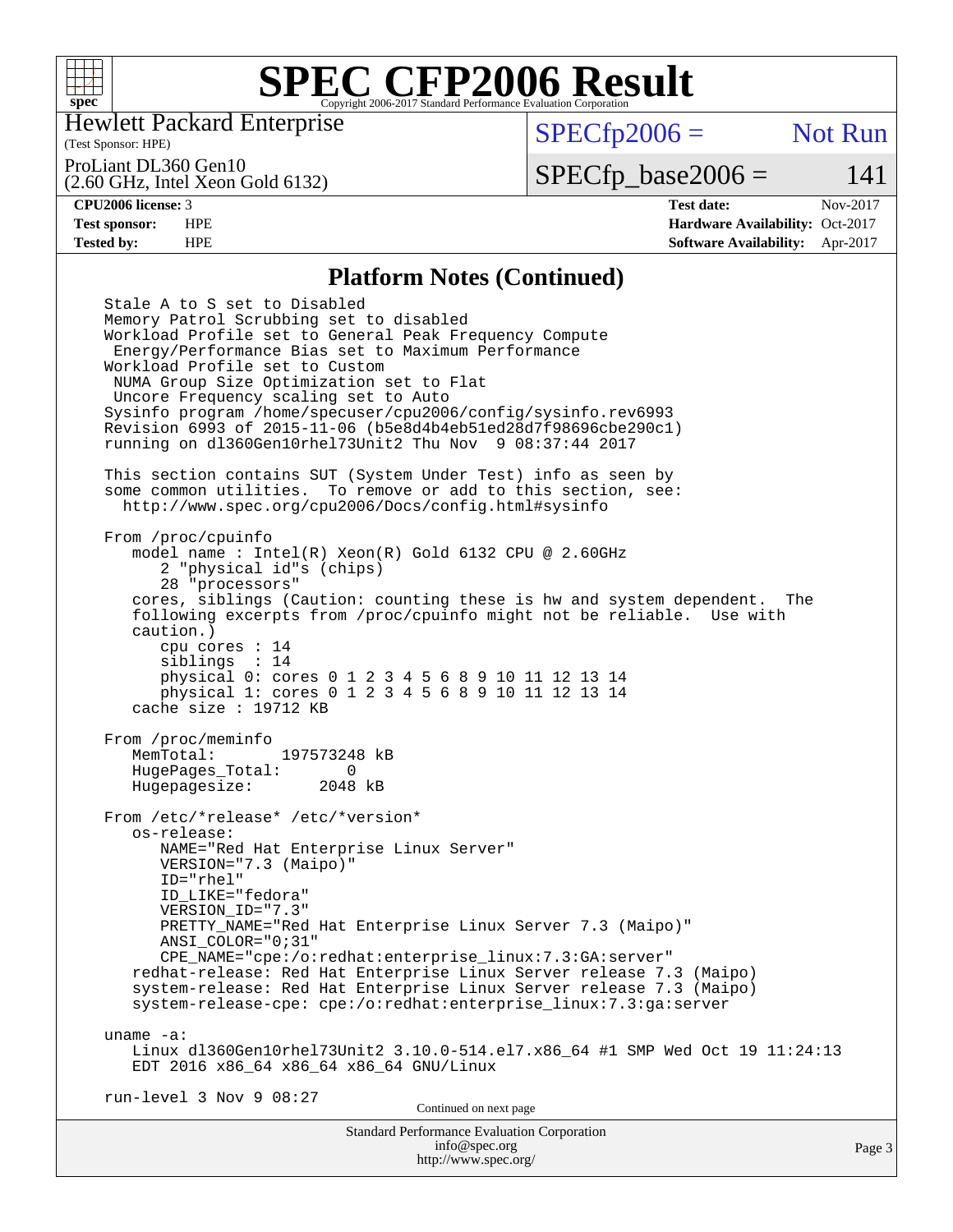# SPEC CFP2006 Result

Copyright 2006-2017 Standard Performance Evaluation Corporation

Hewlett Packard Enterprise
(Test Sponsor: HPE)

ProLiant DL360 Gen10
(2.60 GHz, Intel Xeon Gold 6132)

SPECfp2006 = Not Run

SPECfp_base2006 = 141

| **CPU2006 license:** 3 | **Test date:** Nov-2017 |
|---|---|
| **Test sponsor:** HPE | **Hardware Availability:** Oct-2017 |
| **Tested by:** HPE | **Software Availability:** Apr-2017 |

## Platform Notes (Continued)

```
Stale A to S set to Disabled
Memory Patrol Scrubbing set to disabled
Workload Profile set to General Peak Frequency Compute
 Energy/Performance Bias set to Maximum Performance
Workload Profile set to Custom
 NUMA Group Size Optimization set to Flat
 Uncore Frequency scaling set to Auto
Sysinfo program /home/specuser/cpu2006/config/sysinfo.rev6993
Revision 6993 of 2015-11-06 (b5e8d4b4eb51ed28d7f98696cbe290c1)
running on dl360Gen10rhel73Unit2 Thu Nov  9 08:37:44 2017

This section contains SUT (System Under Test) info as seen by
some common utilities.  To remove or add to this section, see:
  http://www.spec.org/cpu2006/Docs/config.html#sysinfo

From /proc/cpuinfo
   model name : Intel(R) Xeon(R) Gold 6132 CPU @ 2.60GHz
      2 "physical id"s (chips)
      28 "processors"
   cores, siblings (Caution: counting these is hw and system dependent.  The
   following excerpts from /proc/cpuinfo might not be reliable.  Use with
   caution.)
      cpu cores : 14
      siblings  : 14
      physical 0: cores 0 1 2 3 4 5 6 8 9 10 11 12 13 14
      physical 1: cores 0 1 2 3 4 5 6 8 9 10 11 12 13 14
   cache size : 19712 KB

From /proc/meminfo
   MemTotal:       197573248 kB
   HugePages_Total:       0
   Hugepagesize:       2048 kB

From /etc/*release* /etc/*version*
   os-release:
      NAME="Red Hat Enterprise Linux Server"
      VERSION="7.3 (Maipo)"
      ID="rhel"
      ID_LIKE="fedora"
      VERSION_ID="7.3"
      PRETTY_NAME="Red Hat Enterprise Linux Server 7.3 (Maipo)"
      ANSI_COLOR="0;31"
      CPE_NAME="cpe:/o:redhat:enterprise_linux:7.3:GA:server"
   redhat-release: Red Hat Enterprise Linux Server release 7.3 (Maipo)
   system-release: Red Hat Enterprise Linux Server release 7.3 (Maipo)
   system-release-cpe: cpe:/o:redhat:enterprise_linux:7.3:ga:server

uname -a:
   Linux dl360Gen10rhel73Unit2 3.10.0-514.el7.x86_64 #1 SMP Wed Oct 19 11:24:13
   EDT 2016 x86_64 x86_64 x86_64 GNU/Linux

run-level 3 Nov 9 08:27
```

Continued on next page

Standard Performance Evaluation Corporation
info@spec.org
http://www.spec.org/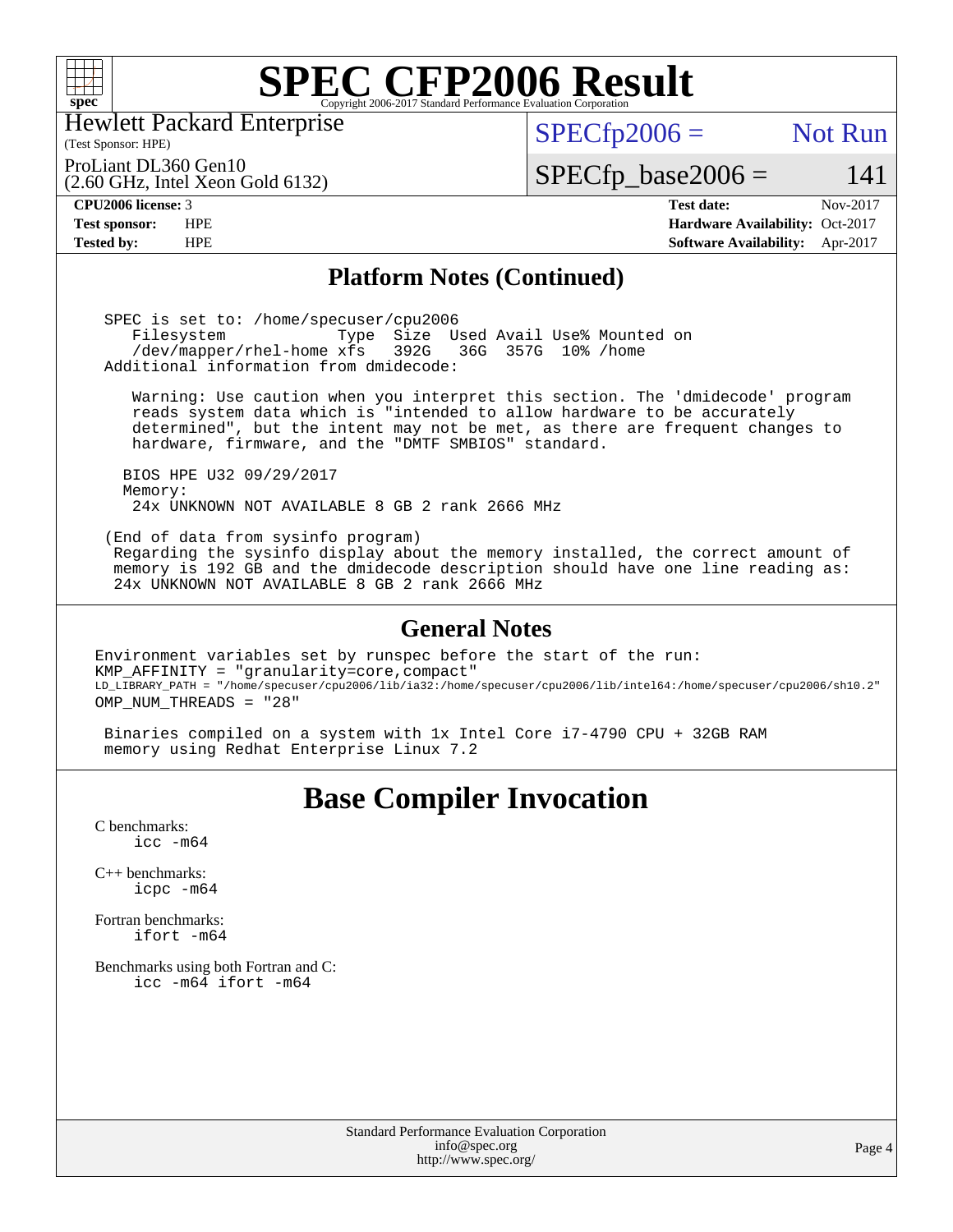# SPEC CFP2006 Result

Hewlett Packard Enterprise
(Test Sponsor: HPE)

ProLiant DL360 Gen10
(2.60 GHz, Intel Xeon Gold 6132)

SPECfp2006 = Not Run

SPECfp_base2006 = 141

| | | | |
|---|---|---|---|
| **CPU2006 license:** 3 | | **Test date:** | Nov-2017 |
| **Test sponsor:** | HPE | **Hardware Availability:** | Oct-2017 |
| **Tested by:** | HPE | **Software Availability:** | Apr-2017 |

## Platform Notes (Continued)

```
SPEC is set to: /home/specuser/cpu2006
   Filesystem            Type  Size  Used Avail Use% Mounted on
   /dev/mapper/rhel-home xfs   392G   36G  357G  10% /home
Additional information from dmidecode:

   Warning: Use caution when you interpret this section. The 'dmidecode' program
   reads system data which is "intended to allow hardware to be accurately
   determined", but the intent may not be met, as there are frequent changes to
   hardware, firmware, and the "DMTF SMBIOS" standard.

  BIOS HPE U32 09/29/2017
  Memory:
   24x UNKNOWN NOT AVAILABLE 8 GB 2 rank 2666 MHz

(End of data from sysinfo program)
 Regarding the sysinfo display about the memory installed, the correct amount of
 memory is 192 GB and the dmidecode description should have one line reading as:
 24x UNKNOWN NOT AVAILABLE 8 GB 2 rank 2666 MHz
```

## General Notes

```
Environment variables set by runspec before the start of the run:
KMP_AFFINITY = "granularity=core,compact"
LD_LIBRARY_PATH = "/home/specuser/cpu2006/lib/ia32:/home/specuser/cpu2006/lib/intel64:/home/specuser/cpu2006/sh10.2"
OMP_NUM_THREADS = "28"

 Binaries compiled on a system with 1x Intel Core i7-4790 CPU + 32GB RAM
 memory using Redhat Enterprise Linux 7.2
```

# Base Compiler Invocation

C benchmarks:
    icc -m64

C++ benchmarks:
    icpc -m64

Fortran benchmarks:
    ifort -m64

Benchmarks using both Fortran and C:
    icc -m64 ifort -m64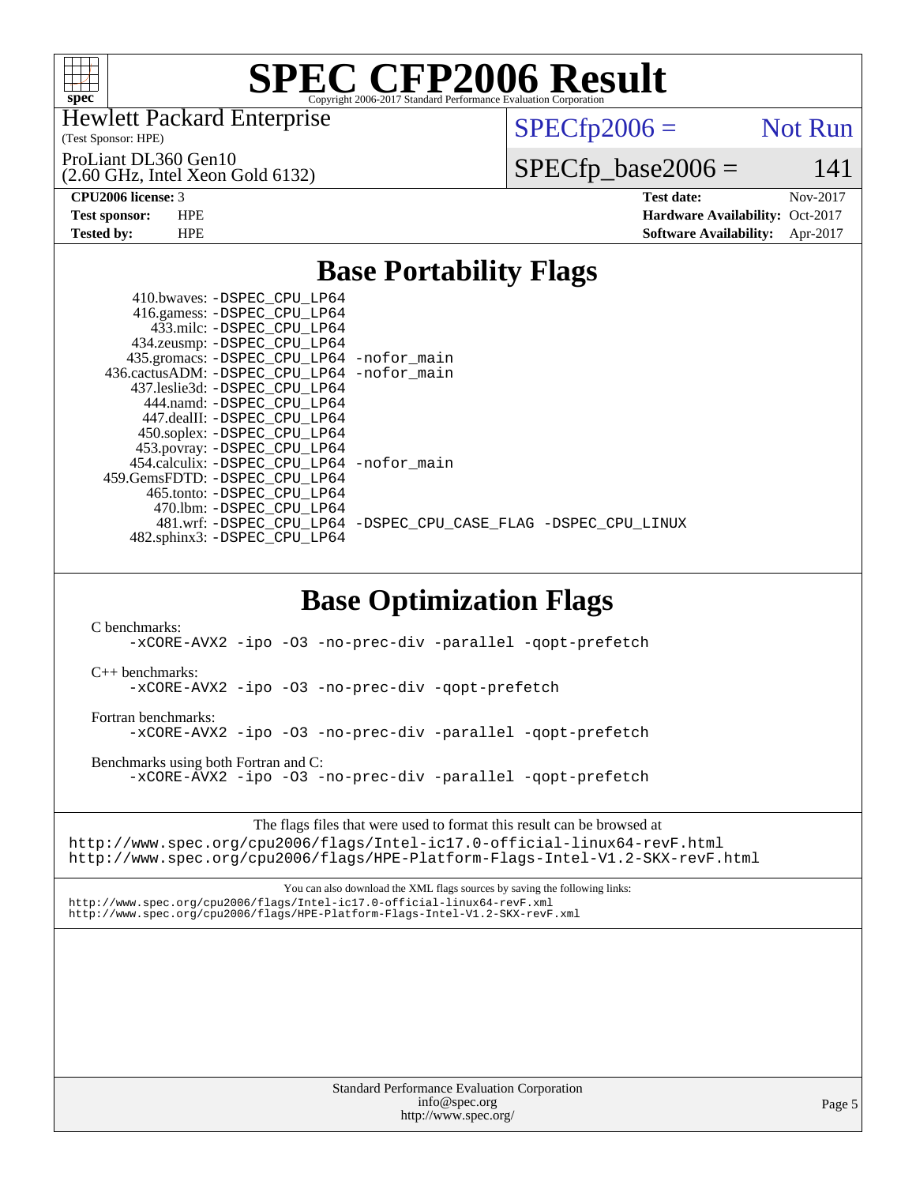# SPEC CFP2006 Result

Copyright 2006-2017 Standard Performance Evaluation Corporation

Hewlett Packard Enterprise
(Test Sponsor: HPE)

ProLiant DL360 Gen10
(2.60 GHz, Intel Xeon Gold 6132)

SPECfp2006 = Not Run

SPECfp_base2006 = 141

| | | | |
|---|---|---|---|
| **CPU2006 license:** | 3 | **Test date:** | Nov-2017 |
| **Test sponsor:** | HPE | **Hardware Availability:** | Oct-2017 |
| **Tested by:** | HPE | **Software Availability:** | Apr-2017 |

## Base Portability Flags

```
      410.bwaves: -DSPEC_CPU_LP64
      416.gamess: -DSPEC_CPU_LP64
        433.milc: -DSPEC_CPU_LP64
      434.zeusmp: -DSPEC_CPU_LP64
     435.gromacs: -DSPEC_CPU_LP64 -nofor_main
   436.cactusADM: -DSPEC_CPU_LP64 -nofor_main
    437.leslie3d: -DSPEC_CPU_LP64
        444.namd: -DSPEC_CPU_LP64
      447.dealII: -DSPEC_CPU_LP64
      450.soplex: -DSPEC_CPU_LP64
      453.povray: -DSPEC_CPU_LP64
    454.calculix: -DSPEC_CPU_LP64 -nofor_main
   459.GemsFDTD: -DSPEC_CPU_LP64
       465.tonto: -DSPEC_CPU_LP64
         470.lbm: -DSPEC_CPU_LP64
         481.wrf: -DSPEC_CPU_LP64 -DSPEC_CPU_CASE_FLAG -DSPEC_CPU_LINUX
     482.sphinx3: -DSPEC_CPU_LP64
```

## Base Optimization Flags

C benchmarks:

```
-xCORE-AVX2 -ipo -O3 -no-prec-div -parallel -qopt-prefetch
```

C++ benchmarks:

```
-xCORE-AVX2 -ipo -O3 -no-prec-div -qopt-prefetch
```

Fortran benchmarks:

```
-xCORE-AVX2 -ipo -O3 -no-prec-div -parallel -qopt-prefetch
```

Benchmarks using both Fortran and C:

```
-xCORE-AVX2 -ipo -O3 -no-prec-div -parallel -qopt-prefetch
```

The flags files that were used to format this result can be browsed at

http://www.spec.org/cpu2006/flags/Intel-ic17.0-official-linux64-revF.html
http://www.spec.org/cpu2006/flags/HPE-Platform-Flags-Intel-V1.2-SKX-revF.html

You can also download the XML flags sources by saving the following links:

http://www.spec.org/cpu2006/flags/Intel-ic17.0-official-linux64-revF.xml
http://www.spec.org/cpu2006/flags/HPE-Platform-Flags-Intel-V1.2-SKX-revF.xml

Standard Performance Evaluation Corporation
info@spec.org
http://www.spec.org/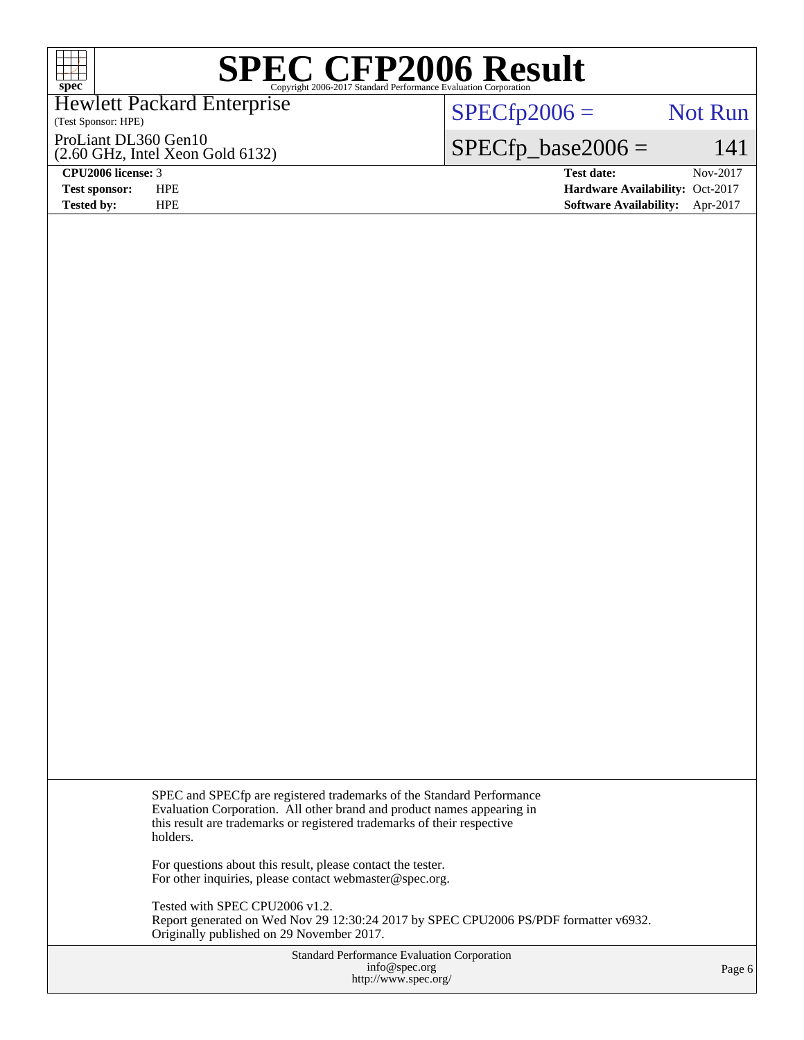SPEC and SPECfp are registered trademarks of the Standard Performance Evaluation Corporation. All other brand and product names appearing in this result are trademarks or registered trademarks of their respective holders.

For questions about this result, please contact the tester.
For other inquiries, please contact webmaster@spec.org.

Tested with SPEC CPU2006 v1.2.
Report generated on Wed Nov 29 12:30:24 2017 by SPEC CPU2006 PS/PDF formatter v6932.
Originally published on 29 November 2017.